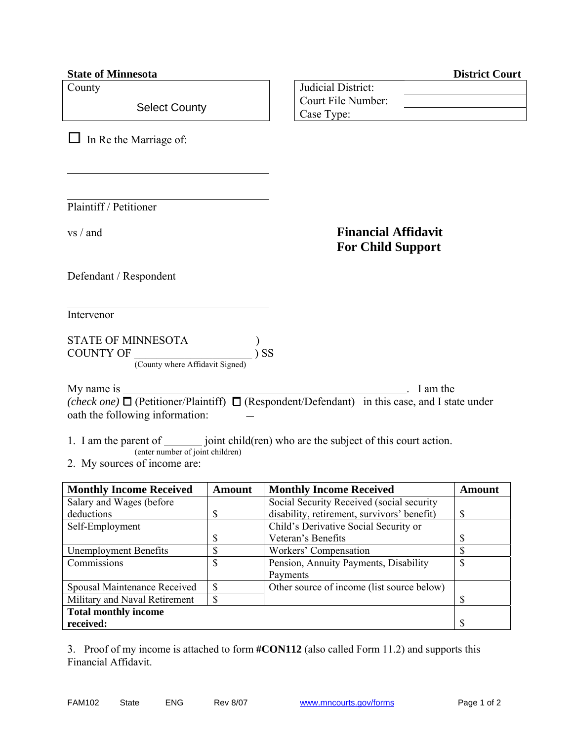**State of Minnesota** **District Court**

| | |
|---|---|
| County | Judicial District: |
| Select County | Court File Number: |
| | Case Type: |

☐ In Re the Marriage of:

\_\_\_\_\_\_\_\_\_\_\_\_\_\_\_\_\_\_\_\_\_\_\_\_\_\_\_\_\_\_\_\_\_\_\_\_\_\_\_\_

\_\_\_\_\_\_\_\_\_\_\_\_\_\_\_\_\_\_\_\_\_\_\_\_\_\_\_\_\_\_\_\_\_\_\_\_\_\_\_\_

Plaintiff / Petitioner

vs / and

# Financial Affidavit For Child Support

\_\_\_\_\_\_\_\_\_\_\_\_\_\_\_\_\_\_\_\_\_\_\_\_\_\_\_\_\_\_\_\_\_\_\_\_\_\_\_\_

Defendant / Respondent

\_\_\_\_\_\_\_\_\_\_\_\_\_\_\_\_\_\_\_\_\_\_\_\_\_\_\_\_\_\_\_\_\_\_\_\_\_\_\_\_

Intervenor

STATE OF MINNESOTA )
COUNTY OF \_\_\_\_\_\_\_\_\_\_\_\_\_\_\_\_\_\_\_\_\_\_ ) SS
(County where Affidavit Signed)

My name is \_\_\_\_\_\_\_\_\_\_\_\_\_\_\_\_\_\_\_\_\_\_\_\_\_\_\_\_\_\_\_\_\_\_\_\_\_\_\_\_\_\_\_\_\_\_\_\_\_\_\_\_\_\_. I am the *(check one)* ☐ (Petitioner/Plaintiff) ☐ (Respondent/Defendant) in this case, and I state under oath the following information:

1. I am the parent of \_\_\_\_\_\_\_ joint child(ren) who are the subject of this court action.
   (enter number of joint children)
2. My sources of income are:

| Monthly Income Received | Amount | Monthly Income Received | Amount |
|---|---|---|---|
| Salary and Wages (before deductions | $ | Social Security Received (social security disability, retirement, survivors' benefit) | $ |
| Self-Employment | $ | Child's Derivative Social Security or Veteran's Benefits | $ |
| Unemployment Benefits | $ | Workers' Compensation | $ |
| Commissions | $ | Pension, Annuity Payments, Disability Payments | $ |
| Spousal Maintenance Received | $ | Other source of income (list source below) | $ |
| Military and Naval Retirement | $ | | |
| **Total monthly income received:** | | | $ |

3. Proof of my income is attached to form **#CON112** (also called Form 11.2) and supports this Financial Affidavit.

FAM102 State ENG Rev 8/07 www.mncourts.gov/forms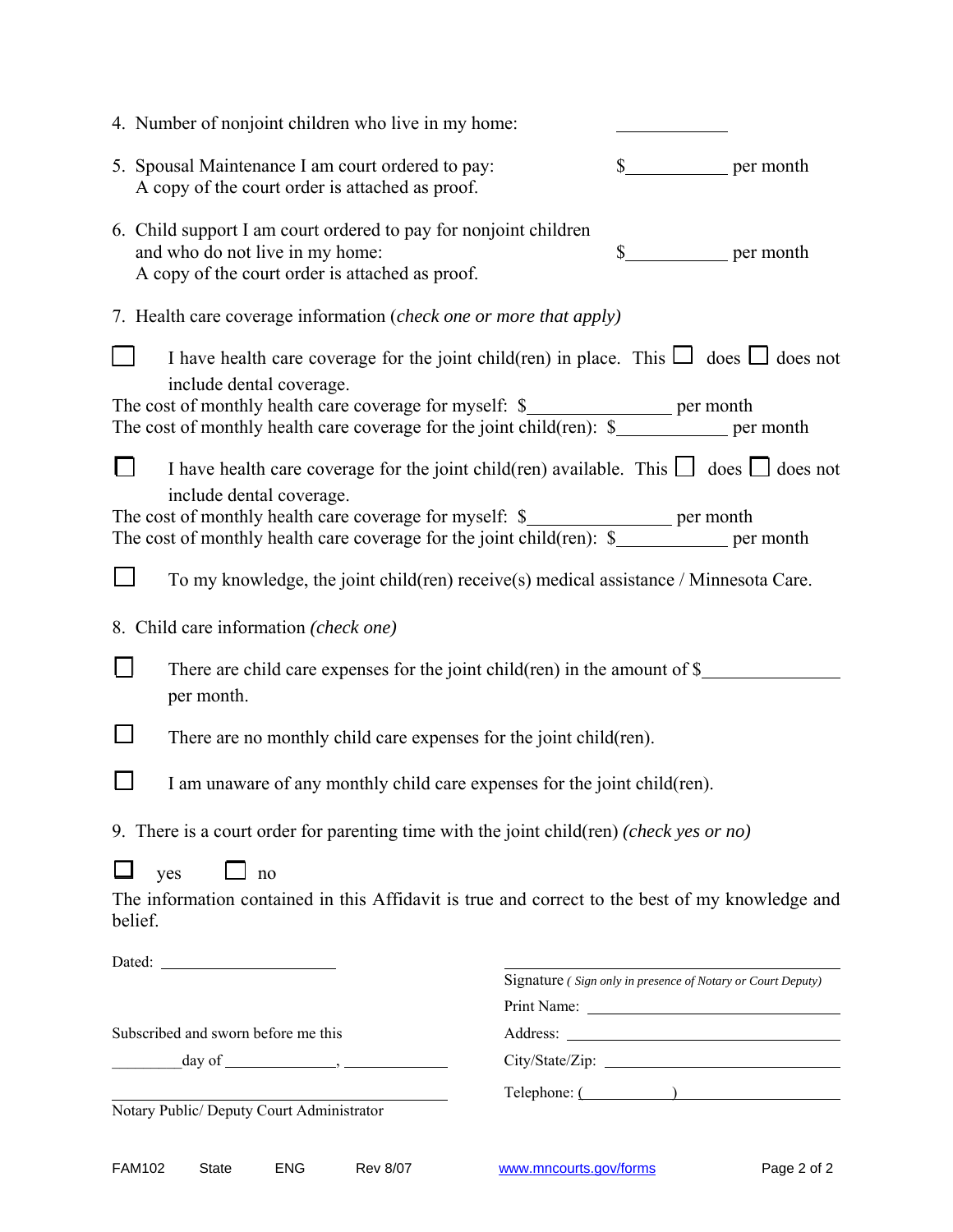4. Number of nonjoint children who live in my home: ____________

5. Spousal Maintenance I am court ordered to pay: $__________ per month
   A copy of the court order is attached as proof.

6. Child support I am court ordered to pay for nonjoint children and who do not live in my home: $__________ per month
   A copy of the court order is attached as proof.

7. Health care coverage information (*check one or more that apply*)

☐ I have health care coverage for the joint child(ren) in place. This ☐ does ☐ does not include dental coverage.
The cost of monthly health care coverage for myself: $______________ per month
The cost of monthly health care coverage for the joint child(ren): $__________ per month

☐ I have health care coverage for the joint child(ren) available. This ☐ does ☐ does not include dental coverage.
The cost of monthly health care coverage for myself: $______________ per month
The cost of monthly health care coverage for the joint child(ren): $__________ per month

☐ To my knowledge, the joint child(ren) receive(s) medical assistance / Minnesota Care.

8. Child care information *(check one)*

☐ There are child care expenses for the joint child(ren) in the amount of $_____________ per month.

☐ There are no monthly child care expenses for the joint child(ren).

☐ I am unaware of any monthly child care expenses for the joint child(ren).

9. There is a court order for parenting time with the joint child(ren) *(check yes or no)*

☐ yes ☐ no

The information contained in this Affidavit is true and correct to the best of my knowledge and belief.

Dated: ____________________

____________________________________
Signature *( Sign only in presence of Notary or Court Deputy)*

Print Name: ____________________

Address: ____________________

City/State/Zip: ____________________

Telephone: (__________) ____________________

Subscribed and sworn before me this

________day of ____________, ____________

____________________________________
Notary Public/ Deputy Court Administrator

FAM102 State ENG Rev 8/07 www.mncourts.gov/forms